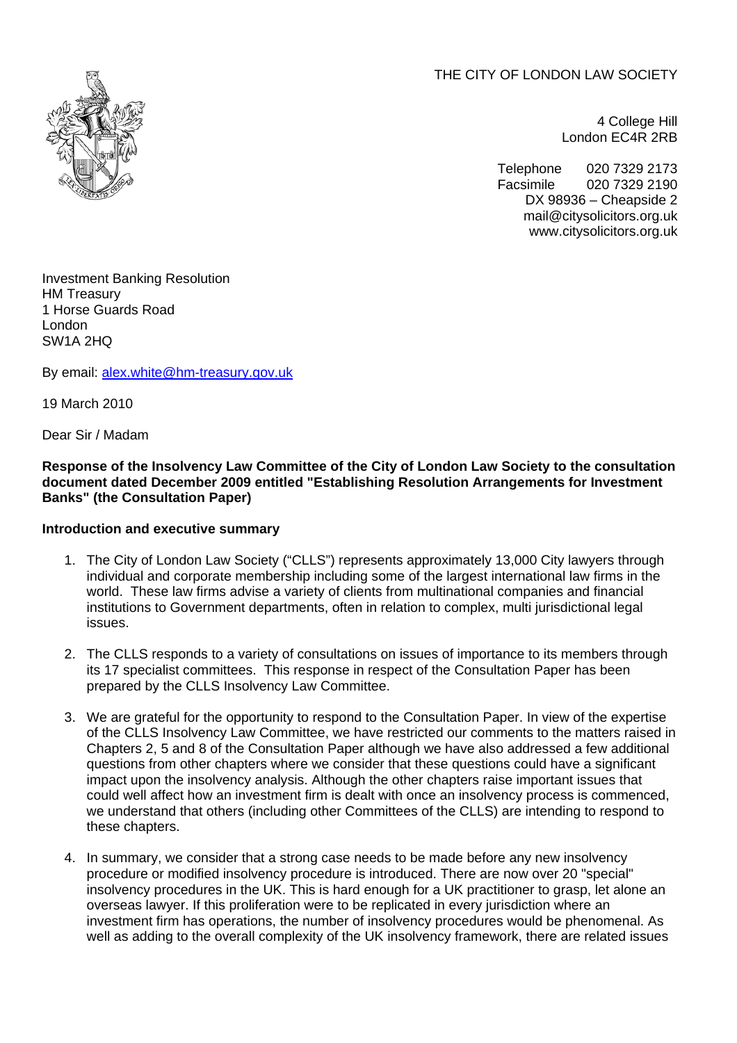THE CITY OF LONDON LAW SOCIETY

4 College Hill
London EC4R 2RB

Telephone 020 7329 2173
Facsimile 020 7329 2190
DX 98936 – Cheapside 2
mail@citysolicitors.org.uk
www.citysolicitors.org.uk

Investment Banking Resolution
HM Treasury
1 Horse Guards Road
London
SW1A 2HQ

By email: alex.white@hm-treasury.gov.uk

19 March 2010

Dear Sir / Madam

**Response of the Insolvency Law Committee of the City of London Law Society to the consultation document dated December 2009 entitled "Establishing Resolution Arrangements for Investment Banks" (the Consultation Paper)**

**Introduction and executive summary**

1. The City of London Law Society ("CLLS") represents approximately 13,000 City lawyers through individual and corporate membership including some of the largest international law firms in the world. These law firms advise a variety of clients from multinational companies and financial institutions to Government departments, often in relation to complex, multi jurisdictional legal issues.

2. The CLLS responds to a variety of consultations on issues of importance to its members through its 17 specialist committees. This response in respect of the Consultation Paper has been prepared by the CLLS Insolvency Law Committee.

3. We are grateful for the opportunity to respond to the Consultation Paper. In view of the expertise of the CLLS Insolvency Law Committee, we have restricted our comments to the matters raised in Chapters 2, 5 and 8 of the Consultation Paper although we have also addressed a few additional questions from other chapters where we consider that these questions could have a significant impact upon the insolvency analysis. Although the other chapters raise important issues that could well affect how an investment firm is dealt with once an insolvency process is commenced, we understand that others (including other Committees of the CLLS) are intending to respond to these chapters.

4. In summary, we consider that a strong case needs to be made before any new insolvency procedure or modified insolvency procedure is introduced. There are now over 20 "special" insolvency procedures in the UK. This is hard enough for a UK practitioner to grasp, let alone an overseas lawyer. If this proliferation were to be replicated in every jurisdiction where an investment firm has operations, the number of insolvency procedures would be phenomenal. As well as adding to the overall complexity of the UK insolvency framework, there are related issues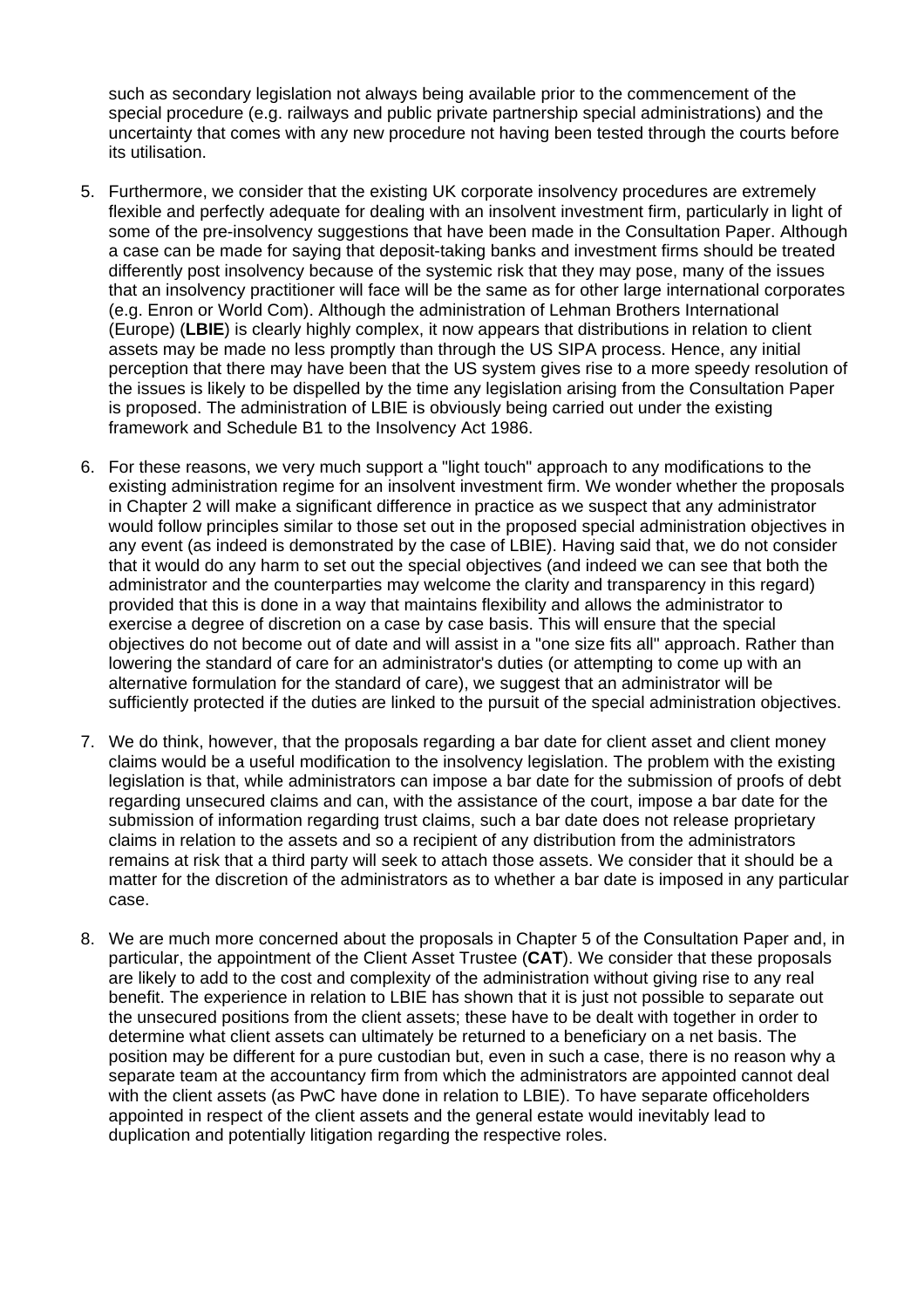such as secondary legislation not always being available prior to the commencement of the special procedure (e.g. railways and public private partnership special administrations) and the uncertainty that comes with any new procedure not having been tested through the courts before its utilisation.

5. Furthermore, we consider that the existing UK corporate insolvency procedures are extremely flexible and perfectly adequate for dealing with an insolvent investment firm, particularly in light of some of the pre-insolvency suggestions that have been made in the Consultation Paper. Although a case can be made for saying that deposit-taking banks and investment firms should be treated differently post insolvency because of the systemic risk that they may pose, many of the issues that an insolvency practitioner will face will be the same as for other large international corporates (e.g. Enron or World Com). Although the administration of Lehman Brothers International (Europe) (**LBIE**) is clearly highly complex, it now appears that distributions in relation to client assets may be made no less promptly than through the US SIPA process. Hence, any initial perception that there may have been that the US system gives rise to a more speedy resolution of the issues is likely to be dispelled by the time any legislation arising from the Consultation Paper is proposed. The administration of LBIE is obviously being carried out under the existing framework and Schedule B1 to the Insolvency Act 1986.

6. For these reasons, we very much support a "light touch" approach to any modifications to the existing administration regime for an insolvent investment firm. We wonder whether the proposals in Chapter 2 will make a significant difference in practice as we suspect that any administrator would follow principles similar to those set out in the proposed special administration objectives in any event (as indeed is demonstrated by the case of LBIE). Having said that, we do not consider that it would do any harm to set out the special objectives (and indeed we can see that both the administrator and the counterparties may welcome the clarity and transparency in this regard) provided that this is done in a way that maintains flexibility and allows the administrator to exercise a degree of discretion on a case by case basis. This will ensure that the special objectives do not become out of date and will assist in a "one size fits all" approach. Rather than lowering the standard of care for an administrator's duties (or attempting to come up with an alternative formulation for the standard of care), we suggest that an administrator will be sufficiently protected if the duties are linked to the pursuit of the special administration objectives.

7. We do think, however, that the proposals regarding a bar date for client asset and client money claims would be a useful modification to the insolvency legislation. The problem with the existing legislation is that, while administrators can impose a bar date for the submission of proofs of debt regarding unsecured claims and can, with the assistance of the court, impose a bar date for the submission of information regarding trust claims, such a bar date does not release proprietary claims in relation to the assets and so a recipient of any distribution from the administrators remains at risk that a third party will seek to attach those assets. We consider that it should be a matter for the discretion of the administrators as to whether a bar date is imposed in any particular case.

8. We are much more concerned about the proposals in Chapter 5 of the Consultation Paper and, in particular, the appointment of the Client Asset Trustee (**CAT**). We consider that these proposals are likely to add to the cost and complexity of the administration without giving rise to any real benefit. The experience in relation to LBIE has shown that it is just not possible to separate out the unsecured positions from the client assets; these have to be dealt with together in order to determine what client assets can ultimately be returned to a beneficiary on a net basis. The position may be different for a pure custodian but, even in such a case, there is no reason why a separate team at the accountancy firm from which the administrators are appointed cannot deal with the client assets (as PwC have done in relation to LBIE). To have separate officeholders appointed in respect of the client assets and the general estate would inevitably lead to duplication and potentially litigation regarding the respective roles.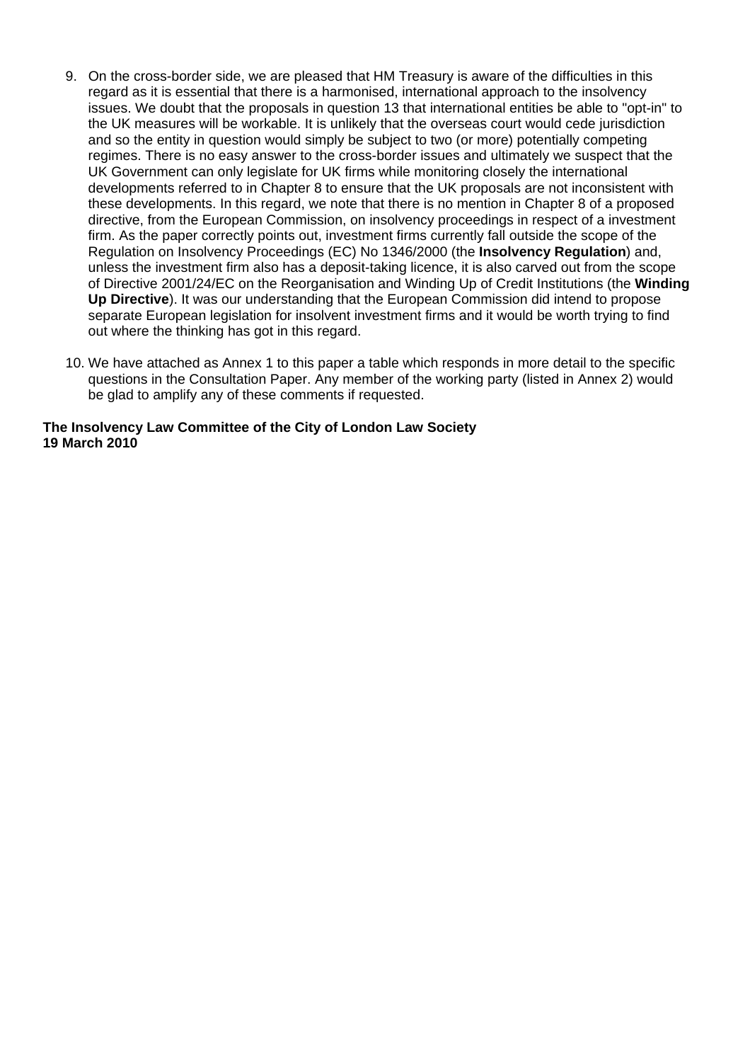9. On the cross-border side, we are pleased that HM Treasury is aware of the difficulties in this regard as it is essential that there is a harmonised, international approach to the insolvency issues. We doubt that the proposals in question 13 that international entities be able to "opt-in" to the UK measures will be workable. It is unlikely that the overseas court would cede jurisdiction and so the entity in question would simply be subject to two (or more) potentially competing regimes. There is no easy answer to the cross-border issues and ultimately we suspect that the UK Government can only legislate for UK firms while monitoring closely the international developments referred to in Chapter 8 to ensure that the UK proposals are not inconsistent with these developments. In this regard, we note that there is no mention in Chapter 8 of a proposed directive, from the European Commission, on insolvency proceedings in respect of a investment firm. As the paper correctly points out, investment firms currently fall outside the scope of the Regulation on Insolvency Proceedings (EC) No 1346/2000 (the **Insolvency Regulation**) and, unless the investment firm also has a deposit-taking licence, it is also carved out from the scope of Directive 2001/24/EC on the Reorganisation and Winding Up of Credit Institutions (the **Winding Up Directive**). It was our understanding that the European Commission did intend to propose separate European legislation for insolvent investment firms and it would be worth trying to find out where the thinking has got in this regard.

10. We have attached as Annex 1 to this paper a table which responds in more detail to the specific questions in the Consultation Paper. Any member of the working party (listed in Annex 2) would be glad to amplify any of these comments if requested.

**The Insolvency Law Committee of the City of London Law Society**
**19 March 2010**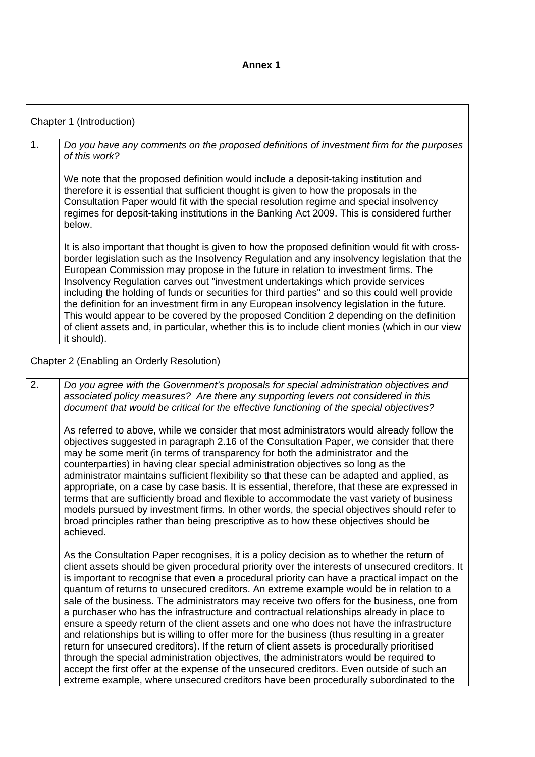**Annex 1**

| Chapter 1 (Introduction) | |
|---|---|
| 1. | *Do you have any comments on the proposed definitions of investment firm for the purposes of this work?*<br><br>We note that the proposed definition would include a deposit-taking institution and therefore it is essential that sufficient thought is given to how the proposals in the Consultation Paper would fit with the special resolution regime and special insolvency regimes for deposit-taking institutions in the Banking Act 2009. This is considered further below.<br><br>It is also important that thought is given to how the proposed definition would fit with cross-border legislation such as the Insolvency Regulation and any insolvency legislation that the European Commission may propose in the future in relation to investment firms. The Insolvency Regulation carves out "investment undertakings which provide services including the holding of funds or securities for third parties" and so this could well provide the definition for an investment firm in any European insolvency legislation in the future. This would appear to be covered by the proposed Condition 2 depending on the definition of client assets and, in particular, whether this is to include client monies (which in our view it should). |
| Chapter 2 (Enabling an Orderly Resolution) | |
| 2. | *Do you agree with the Government's proposals for special administration objectives and associated policy measures? Are there any supporting levers not considered in this document that would be critical for the effective functioning of the special objectives?*<br><br>As referred to above, while we consider that most administrators would already follow the objectives suggested in paragraph 2.16 of the Consultation Paper, we consider that there may be some merit (in terms of transparency for both the administrator and the counterparties) in having clear special administration objectives so long as the administrator maintains sufficient flexibility so that these can be adapted and applied, as appropriate, on a case by case basis. It is essential, therefore, that these are expressed in terms that are sufficiently broad and flexible to accommodate the vast variety of business models pursued by investment firms. In other words, the special objectives should refer to broad principles rather than being prescriptive as to how these objectives should be achieved.<br><br>As the Consultation Paper recognises, it is a policy decision as to whether the return of client assets should be given procedural priority over the interests of unsecured creditors. It is important to recognise that even a procedural priority can have a practical impact on the quantum of returns to unsecured creditors. An extreme example would be in relation to a sale of the business. The administrators may receive two offers for the business, one from a purchaser who has the infrastructure and contractual relationships already in place to ensure a speedy return of the client assets and one who does not have the infrastructure and relationships but is willing to offer more for the business (thus resulting in a greater return for unsecured creditors). If the return of client assets is procedurally prioritised through the special administration objectives, the administrators would be required to accept the first offer at the expense of the unsecured creditors. Even outside of such an extreme example, where unsecured creditors have been procedurally subordinated to the |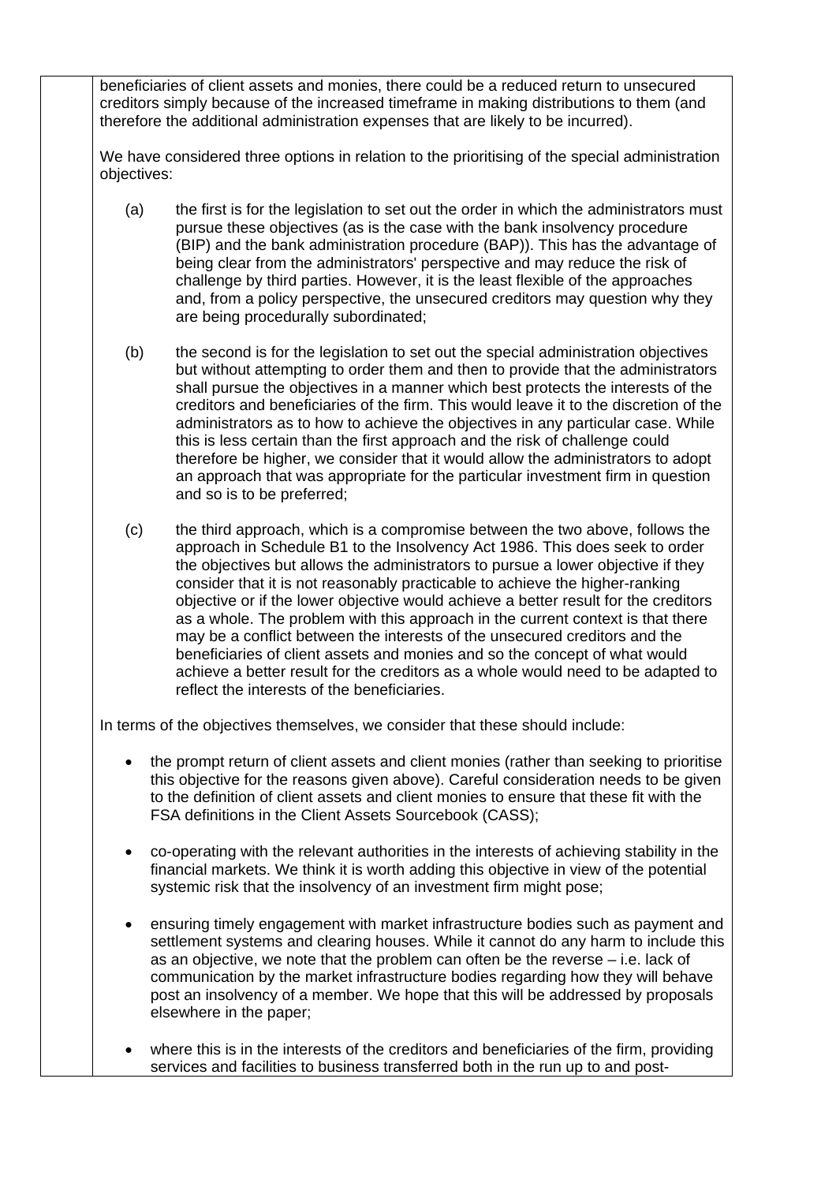beneficiaries of client assets and monies, there could be a reduced return to unsecured creditors simply because of the increased timeframe in making distributions to them (and therefore the additional administration expenses that are likely to be incurred).

We have considered three options in relation to the prioritising of the special administration objectives:

(a) the first is for the legislation to set out the order in which the administrators must pursue these objectives (as is the case with the bank insolvency procedure (BIP) and the bank administration procedure (BAP)). This has the advantage of being clear from the administrators' perspective and may reduce the risk of challenge by third parties. However, it is the least flexible of the approaches and, from a policy perspective, the unsecured creditors may question why they are being procedurally subordinated;

(b) the second is for the legislation to set out the special administration objectives but without attempting to order them and then to provide that the administrators shall pursue the objectives in a manner which best protects the interests of the creditors and beneficiaries of the firm. This would leave it to the discretion of the administrators as to how to achieve the objectives in any particular case. While this is less certain than the first approach and the risk of challenge could therefore be higher, we consider that it would allow the administrators to adopt an approach that was appropriate for the particular investment firm in question and so is to be preferred;

(c) the third approach, which is a compromise between the two above, follows the approach in Schedule B1 to the Insolvency Act 1986. This does seek to order the objectives but allows the administrators to pursue a lower objective if they consider that it is not reasonably practicable to achieve the higher-ranking objective or if the lower objective would achieve a better result for the creditors as a whole. The problem with this approach in the current context is that there may be a conflict between the interests of the unsecured creditors and the beneficiaries of client assets and monies and so the concept of what would achieve a better result for the creditors as a whole would need to be adapted to reflect the interests of the beneficiaries.

In terms of the objectives themselves, we consider that these should include:

- the prompt return of client assets and client monies (rather than seeking to prioritise this objective for the reasons given above). Careful consideration needs to be given to the definition of client assets and client monies to ensure that these fit with the FSA definitions in the Client Assets Sourcebook (CASS);
- co-operating with the relevant authorities in the interests of achieving stability in the financial markets. We think it is worth adding this objective in view of the potential systemic risk that the insolvency of an investment firm might pose;
- ensuring timely engagement with market infrastructure bodies such as payment and settlement systems and clearing houses. While it cannot do any harm to include this as an objective, we note that the problem can often be the reverse – i.e. lack of communication by the market infrastructure bodies regarding how they will behave post an insolvency of a member. We hope that this will be addressed by proposals elsewhere in the paper;
- where this is in the interests of the creditors and beneficiaries of the firm, providing services and facilities to business transferred both in the run up to and post-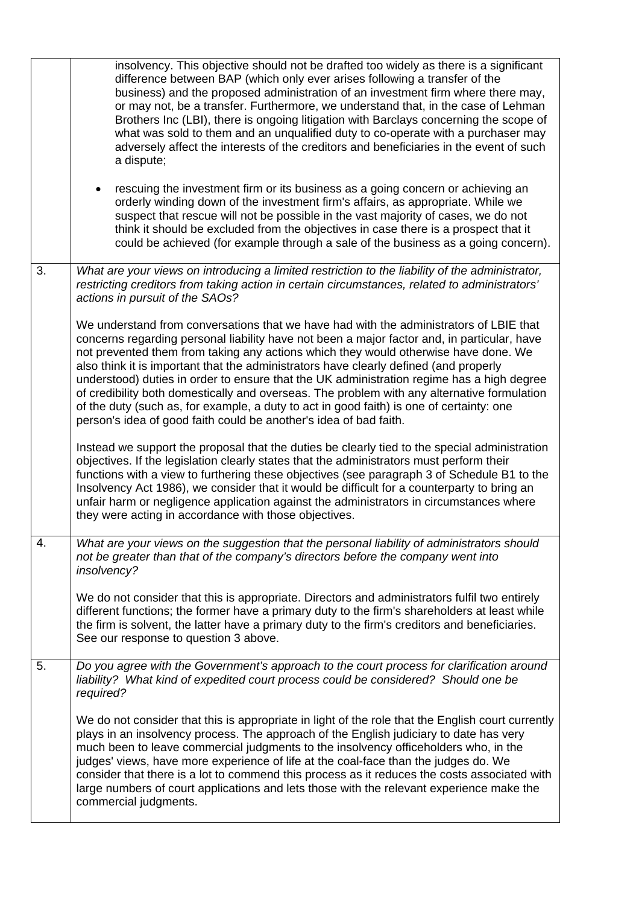| | |
|---|---|
| | insolvency. This objective should not be drafted too widely as there is a significant difference between BAP (which only ever arises following a transfer of the business) and the proposed administration of an investment firm where there may, or may not, be a transfer. Furthermore, we understand that, in the case of Lehman Brothers Inc (LBI), there is ongoing litigation with Barclays concerning the scope of what was sold to them and an unqualified duty to co-operate with a purchaser may adversely affect the interests of the creditors and beneficiaries in the event of such a dispute;<br><br>• rescuing the investment firm or its business as a going concern or achieving an orderly winding down of the investment firm's affairs, as appropriate. While we suspect that rescue will not be possible in the vast majority of cases, we do not think it should be excluded from the objectives in case there is a prospect that it could be achieved (for example through a sale of the business as a going concern). |
| 3. | *What are your views on introducing a limited restriction to the liability of the administrator, restricting creditors from taking action in certain circumstances, related to administrators' actions in pursuit of the SAOs?*<br><br>We understand from conversations that we have had with the administrators of LBIE that concerns regarding personal liability have not been a major factor and, in particular, have not prevented them from taking any actions which they would otherwise have done. We also think it is important that the administrators have clearly defined (and properly understood) duties in order to ensure that the UK administration regime has a high degree of credibility both domestically and overseas. The problem with any alternative formulation of the duty (such as, for example, a duty to act in good faith) is one of certainty: one person's idea of good faith could be another's idea of bad faith.<br><br>Instead we support the proposal that the duties be clearly tied to the special administration objectives. If the legislation clearly states that the administrators must perform their functions with a view to furthering these objectives (see paragraph 3 of Schedule B1 to the Insolvency Act 1986), we consider that it would be difficult for a counterparty to bring an unfair harm or negligence application against the administrators in circumstances where they were acting in accordance with those objectives. |
| 4. | *What are your views on the suggestion that the personal liability of administrators should not be greater than that of the company's directors before the company went into insolvency?*<br><br>We do not consider that this is appropriate. Directors and administrators fulfil two entirely different functions; the former have a primary duty to the firm's shareholders at least while the firm is solvent, the latter have a primary duty to the firm's creditors and beneficiaries. See our response to question 3 above. |
| 5. | *Do you agree with the Government's approach to the court process for clarification around liability? What kind of expedited court process could be considered? Should one be required?*<br><br>We do not consider that this is appropriate in light of the role that the English court currently plays in an insolvency process. The approach of the English judiciary to date has very much been to leave commercial judgments to the insolvency officeholders who, in the judges' views, have more experience of life at the coal-face than the judges do. We consider that there is a lot to commend this process as it reduces the costs associated with large numbers of court applications and lets those with the relevant experience make the commercial judgments. |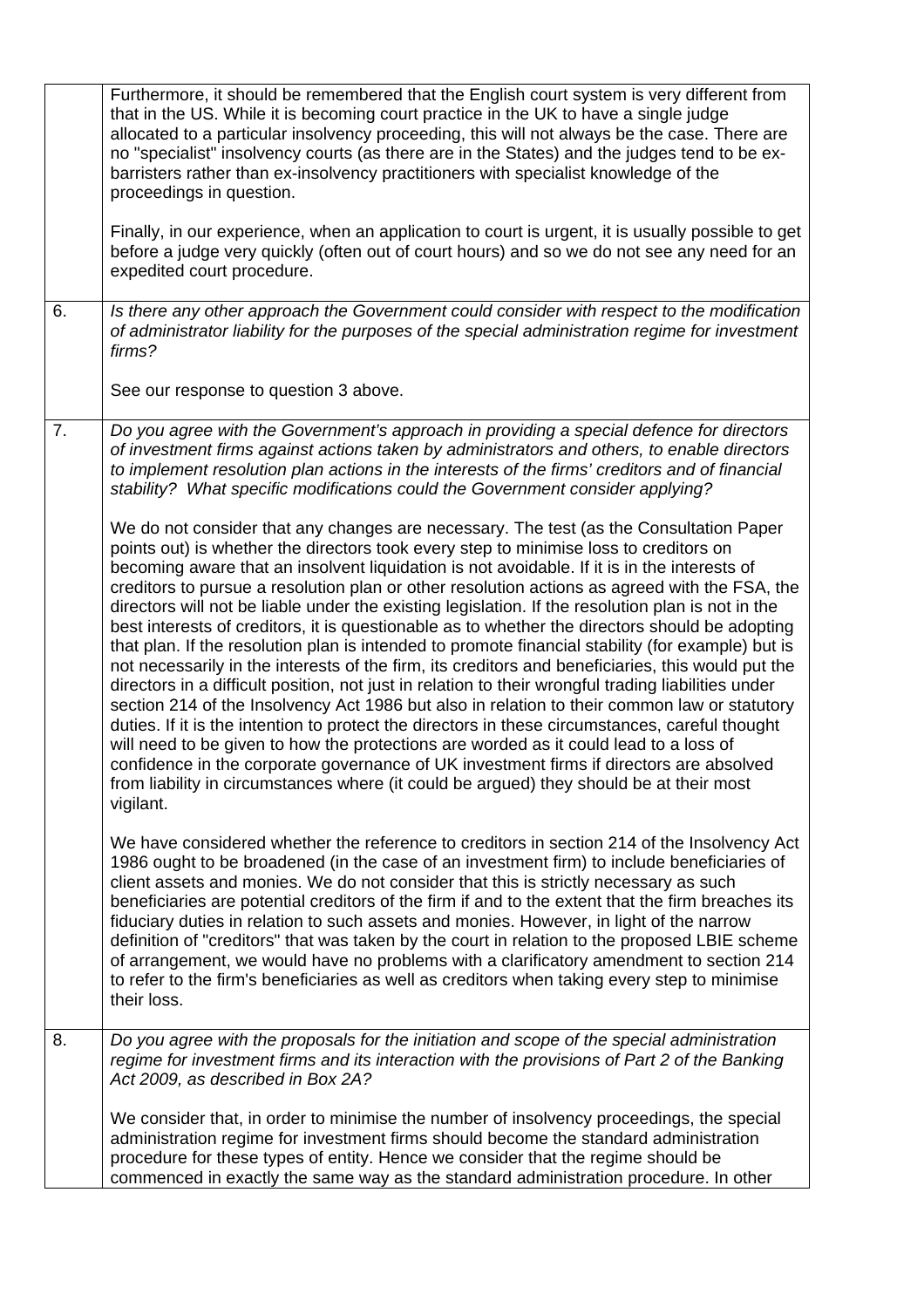| | |
|---|---|
| | Furthermore, it should be remembered that the English court system is very different from that in the US. While it is becoming court practice in the UK to have a single judge allocated to a particular insolvency proceeding, this will not always be the case. There are no "specialist" insolvency courts (as there are in the States) and the judges tend to be ex-barristers rather than ex-insolvency practitioners with specialist knowledge of the proceedings in question.<br><br>Finally, in our experience, when an application to court is urgent, it is usually possible to get before a judge very quickly (often out of court hours) and so we do not see any need for an expedited court procedure. |
| 6. | *Is there any other approach the Government could consider with respect to the modification of administrator liability for the purposes of the special administration regime for investment firms?*<br><br>See our response to question 3 above. |
| 7. | *Do you agree with the Government's approach in providing a special defence for directors of investment firms against actions taken by administrators and others, to enable directors to implement resolution plan actions in the interests of the firms' creditors and of financial stability? What specific modifications could the Government consider applying?*<br><br>We do not consider that any changes are necessary. The test (as the Consultation Paper points out) is whether the directors took every step to minimise loss to creditors on becoming aware that an insolvent liquidation is not avoidable. If it is in the interests of creditors to pursue a resolution plan or other resolution actions as agreed with the FSA, the directors will not be liable under the existing legislation. If the resolution plan is not in the best interests of creditors, it is questionable as to whether the directors should be adopting that plan. If the resolution plan is intended to promote financial stability (for example) but is not necessarily in the interests of the firm, its creditors and beneficiaries, this would put the directors in a difficult position, not just in relation to their wrongful trading liabilities under section 214 of the Insolvency Act 1986 but also in relation to their common law or statutory duties. If it is the intention to protect the directors in these circumstances, careful thought will need to be given to how the protections are worded as it could lead to a loss of confidence in the corporate governance of UK investment firms if directors are absolved from liability in circumstances where (it could be argued) they should be at their most vigilant.<br><br>We have considered whether the reference to creditors in section 214 of the Insolvency Act 1986 ought to be broadened (in the case of an investment firm) to include beneficiaries of client assets and monies. We do not consider that this is strictly necessary as such beneficiaries are potential creditors of the firm if and to the extent that the firm breaches its fiduciary duties in relation to such assets and monies. However, in light of the narrow definition of "creditors" that was taken by the court in relation to the proposed LBIE scheme of arrangement, we would have no problems with a clarificatory amendment to section 214 to refer to the firm's beneficiaries as well as creditors when taking every step to minimise their loss. |
| 8. | *Do you agree with the proposals for the initiation and scope of the special administration regime for investment firms and its interaction with the provisions of Part 2 of the Banking Act 2009, as described in Box 2A?*<br><br>We consider that, in order to minimise the number of insolvency proceedings, the special administration regime for investment firms should become the standard administration procedure for these types of entity. Hence we consider that the regime should be commenced in exactly the same way as the standard administration procedure. In other |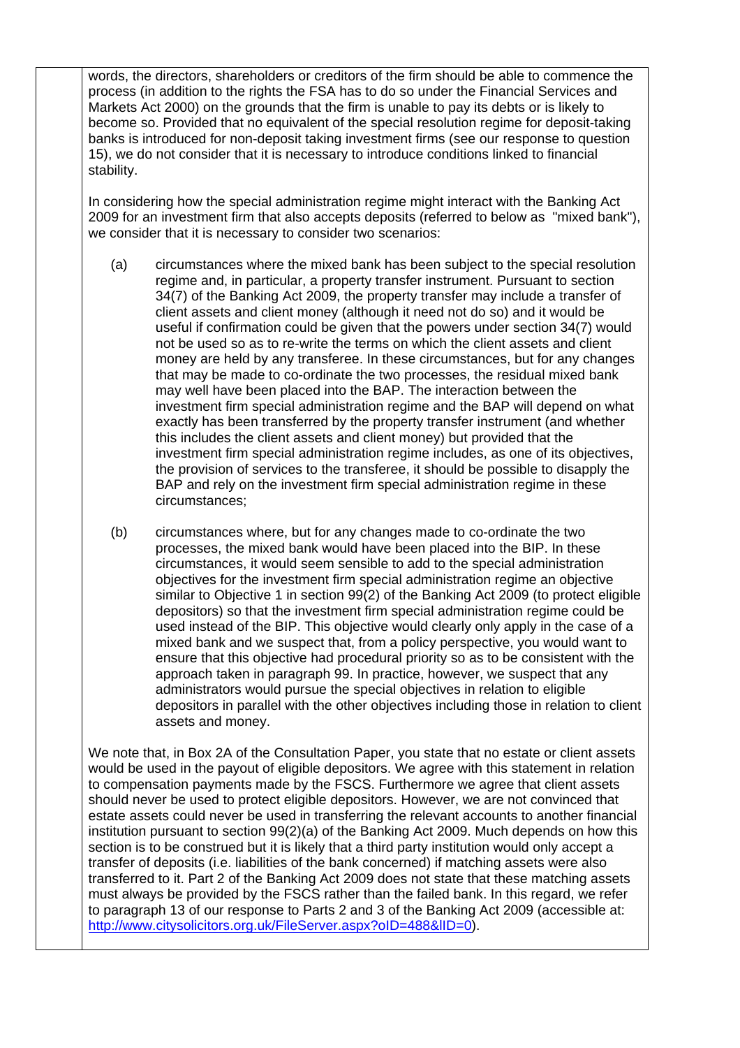words, the directors, shareholders or creditors of the firm should be able to commence the process (in addition to the rights the FSA has to do so under the Financial Services and Markets Act 2000) on the grounds that the firm is unable to pay its debts or is likely to become so. Provided that no equivalent of the special resolution regime for deposit-taking banks is introduced for non-deposit taking investment firms (see our response to question 15), we do not consider that it is necessary to introduce conditions linked to financial stability.

In considering how the special administration regime might interact with the Banking Act 2009 for an investment firm that also accepts deposits (referred to below as "mixed bank"), we consider that it is necessary to consider two scenarios:

(a) circumstances where the mixed bank has been subject to the special resolution regime and, in particular, a property transfer instrument. Pursuant to section 34(7) of the Banking Act 2009, the property transfer may include a transfer of client assets and client money (although it need not do so) and it would be useful if confirmation could be given that the powers under section 34(7) would not be used so as to re-write the terms on which the client assets and client money are held by any transferee. In these circumstances, but for any changes that may be made to co-ordinate the two processes, the residual mixed bank may well have been placed into the BAP. The interaction between the investment firm special administration regime and the BAP will depend on what exactly has been transferred by the property transfer instrument (and whether this includes the client assets and client money) but provided that the investment firm special administration regime includes, as one of its objectives, the provision of services to the transferee, it should be possible to disapply the BAP and rely on the investment firm special administration regime in these circumstances;

(b) circumstances where, but for any changes made to co-ordinate the two processes, the mixed bank would have been placed into the BIP. In these circumstances, it would seem sensible to add to the special administration objectives for the investment firm special administration regime an objective similar to Objective 1 in section 99(2) of the Banking Act 2009 (to protect eligible depositors) so that the investment firm special administration regime could be used instead of the BIP. This objective would clearly only apply in the case of a mixed bank and we suspect that, from a policy perspective, you would want to ensure that this objective had procedural priority so as to be consistent with the approach taken in paragraph 99. In practice, however, we suspect that any administrators would pursue the special objectives in relation to eligible depositors in parallel with the other objectives including those in relation to client assets and money.

We note that, in Box 2A of the Consultation Paper, you state that no estate or client assets would be used in the payout of eligible depositors. We agree with this statement in relation to compensation payments made by the FSCS. Furthermore we agree that client assets should never be used to protect eligible depositors. However, we are not convinced that estate assets could never be used in transferring the relevant accounts to another financial institution pursuant to section 99(2)(a) of the Banking Act 2009. Much depends on how this section is to be construed but it is likely that a third party institution would only accept a transfer of deposits (i.e. liabilities of the bank concerned) if matching assets were also transferred to it. Part 2 of the Banking Act 2009 does not state that these matching assets must always be provided by the FSCS rather than the failed bank. In this regard, we refer to paragraph 13 of our response to Parts 2 and 3 of the Banking Act 2009 (accessible at: http://www.citysolicitors.org.uk/FileServer.aspx?oID=488&lID=0).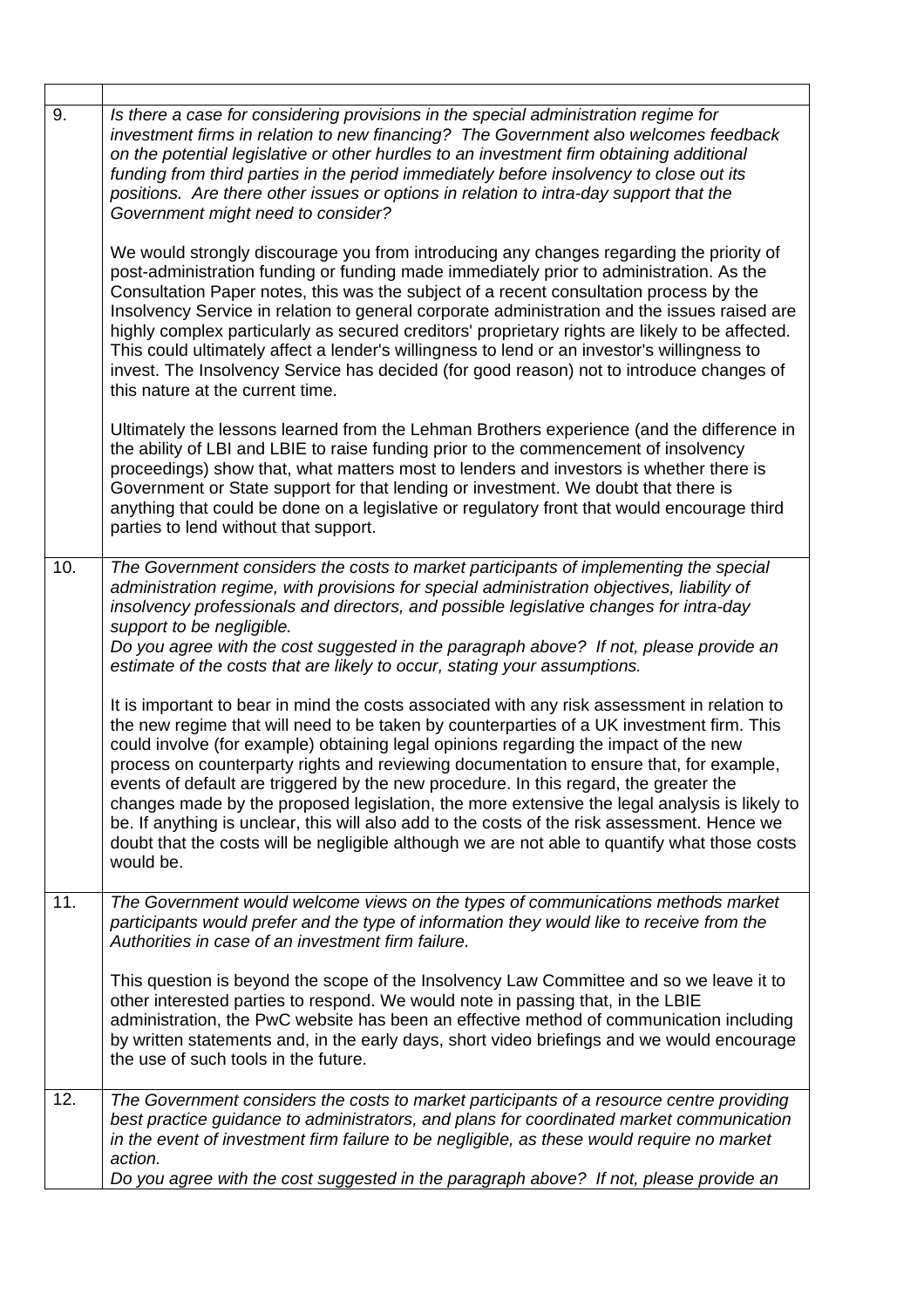| | |
|---|---|
| 9. | *Is there a case for considering provisions in the special administration regime for investment firms in relation to new financing? The Government also welcomes feedback on the potential legislative or other hurdles to an investment firm obtaining additional funding from third parties in the period immediately before insolvency to close out its positions. Are there other issues or options in relation to intra-day support that the Government might need to consider?*<br><br>We would strongly discourage you from introducing any changes regarding the priority of post-administration funding or funding made immediately prior to administration. As the Consultation Paper notes, this was the subject of a recent consultation process by the Insolvency Service in relation to general corporate administration and the issues raised are highly complex particularly as secured creditors' proprietary rights are likely to be affected. This could ultimately affect a lender's willingness to lend or an investor's willingness to invest. The Insolvency Service has decided (for good reason) not to introduce changes of this nature at the current time.<br><br>Ultimately the lessons learned from the Lehman Brothers experience (and the difference in the ability of LBI and LBIE to raise funding prior to the commencement of insolvency proceedings) show that, what matters most to lenders and investors is whether there is Government or State support for that lending or investment. We doubt that there is anything that could be done on a legislative or regulatory front that would encourage third parties to lend without that support. |
| 10. | *The Government considers the costs to market participants of implementing the special administration regime, with provisions for special administration objectives, liability of insolvency professionals and directors, and possible legislative changes for intra-day support to be negligible.*<br>*Do you agree with the cost suggested in the paragraph above? If not, please provide an estimate of the costs that are likely to occur, stating your assumptions.*<br><br>It is important to bear in mind the costs associated with any risk assessment in relation to the new regime that will need to be taken by counterparties of a UK investment firm. This could involve (for example) obtaining legal opinions regarding the impact of the new process on counterparty rights and reviewing documentation to ensure that, for example, events of default are triggered by the new procedure. In this regard, the greater the changes made by the proposed legislation, the more extensive the legal analysis is likely to be. If anything is unclear, this will also add to the costs of the risk assessment. Hence we doubt that the costs will be negligible although we are not able to quantify what those costs would be. |
| 11. | *The Government would welcome views on the types of communications methods market participants would prefer and the type of information they would like to receive from the Authorities in case of an investment firm failure.*<br><br>This question is beyond the scope of the Insolvency Law Committee and so we leave it to other interested parties to respond. We would note in passing that, in the LBIE administration, the PwC website has been an effective method of communication including by written statements and, in the early days, short video briefings and we would encourage the use of such tools in the future. |
| 12. | *The Government considers the costs to market participants of a resource centre providing best practice guidance to administrators, and plans for coordinated market communication in the event of investment firm failure to be negligible, as these would require no market action.*<br>*Do you agree with the cost suggested in the paragraph above? If not, please provide an* |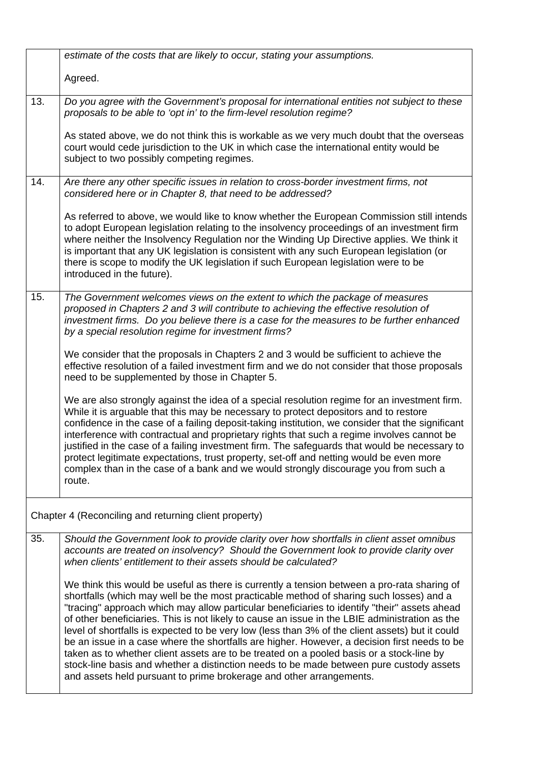| | |
|---|---|
| | *estimate of the costs that are likely to occur, stating your assumptions.*<br><br>Agreed. |
| 13. | *Do you agree with the Government's proposal for international entities not subject to these proposals to be able to 'opt in' to the firm-level resolution regime?*<br><br>As stated above, we do not think this is workable as we very much doubt that the overseas court would cede jurisdiction to the UK in which case the international entity would be subject to two possibly competing regimes. |
| 14. | *Are there any other specific issues in relation to cross-border investment firms, not considered here or in Chapter 8, that need to be addressed?*<br><br>As referred to above, we would like to know whether the European Commission still intends to adopt European legislation relating to the insolvency proceedings of an investment firm where neither the Insolvency Regulation nor the Winding Up Directive applies. We think it is important that any UK legislation is consistent with any such European legislation (or there is scope to modify the UK legislation if such European legislation were to be introduced in the future). |
| 15. | *The Government welcomes views on the extent to which the package of measures proposed in Chapters 2 and 3 will contribute to achieving the effective resolution of investment firms. Do you believe there is a case for the measures to be further enhanced by a special resolution regime for investment firms?*<br><br>We consider that the proposals in Chapters 2 and 3 would be sufficient to achieve the effective resolution of a failed investment firm and we do not consider that those proposals need to be supplemented by those in Chapter 5.<br><br>We are also strongly against the idea of a special resolution regime for an investment firm. While it is arguable that this may be necessary to protect depositors and to restore confidence in the case of a failing deposit-taking institution, we consider that the significant interference with contractual and proprietary rights that such a regime involves cannot be justified in the case of a failing investment firm. The safeguards that would be necessary to protect legitimate expectations, trust property, set-off and netting would be even more complex than in the case of a bank and we would strongly discourage you from such a route. |
| Chapter 4 (Reconciling and returning client property) | |
| 35. | *Should the Government look to provide clarity over how shortfalls in client asset omnibus accounts are treated on insolvency? Should the Government look to provide clarity over when clients' entitlement to their assets should be calculated?*<br><br>We think this would be useful as there is currently a tension between a pro-rata sharing of shortfalls (which may well be the most practicable method of sharing such losses) and a "tracing" approach which may allow particular beneficiaries to identify "their" assets ahead of other beneficiaries. This is not likely to cause an issue in the LBIE administration as the level of shortfalls is expected to be very low (less than 3% of the client assets) but it could be an issue in a case where the shortfalls are higher. However, a decision first needs to be taken as to whether client assets are to be treated on a pooled basis or a stock-line by stock-line basis and whether a distinction needs to be made between pure custody assets and assets held pursuant to prime brokerage and other arrangements. |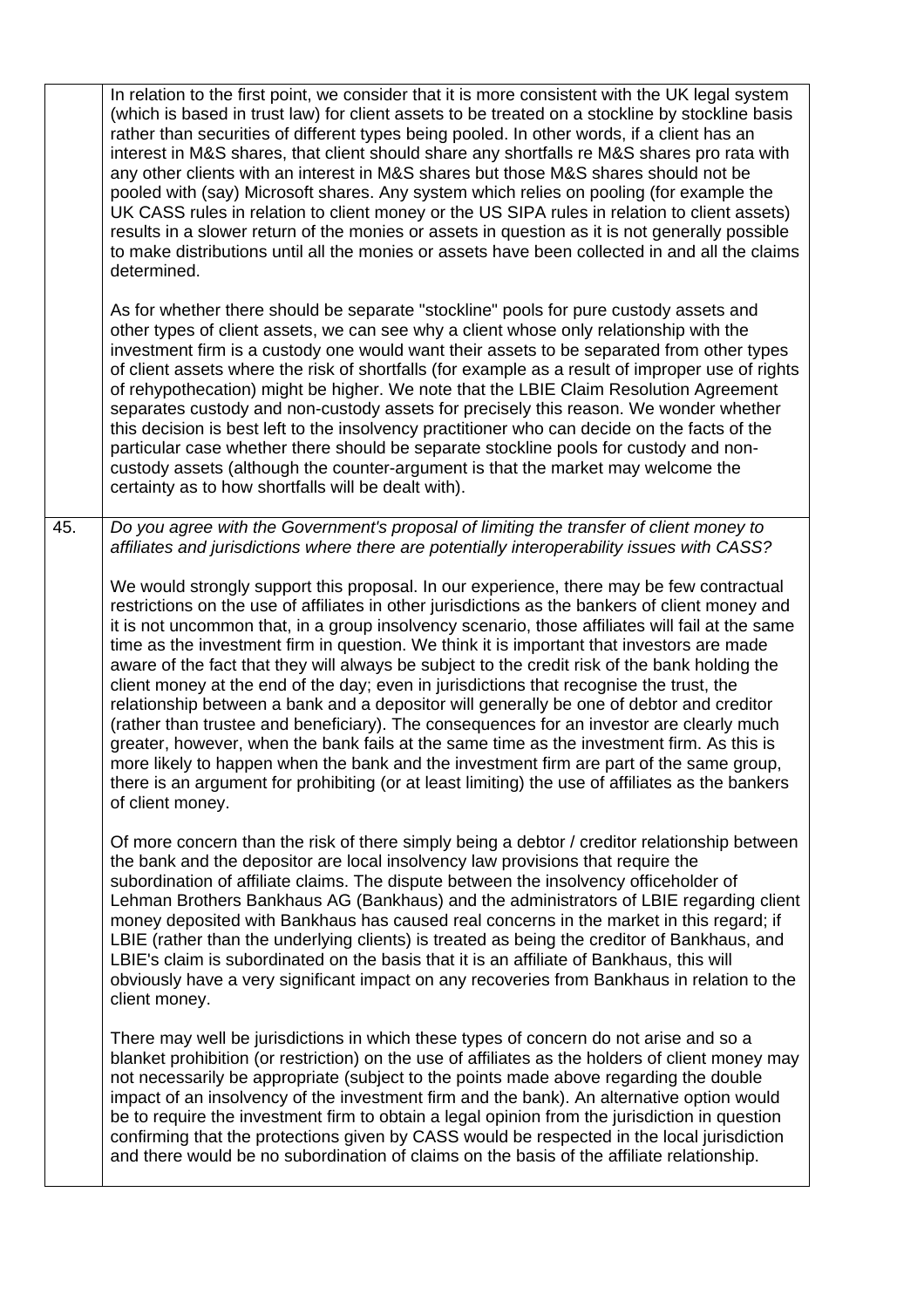| | |
|---|---|
| | In relation to the first point, we consider that it is more consistent with the UK legal system (which is based in trust law) for client assets to be treated on a stockline by stockline basis rather than securities of different types being pooled. In other words, if a client has an interest in M&S shares, that client should share any shortfalls re M&S shares pro rata with any other clients with an interest in M&S shares but those M&S shares should not be pooled with (say) Microsoft shares. Any system which relies on pooling (for example the UK CASS rules in relation to client money or the US SIPA rules in relation to client assets) results in a slower return of the monies or assets in question as it is not generally possible to make distributions until all the monies or assets have been collected in and all the claims determined.<br><br>As for whether there should be separate "stockline" pools for pure custody assets and other types of client assets, we can see why a client whose only relationship with the investment firm is a custody one would want their assets to be separated from other types of client assets where the risk of shortfalls (for example as a result of improper use of rights of rehypothecation) might be higher. We note that the LBIE Claim Resolution Agreement separates custody and non-custody assets for precisely this reason. We wonder whether this decision is best left to the insolvency practitioner who can decide on the facts of the particular case whether there should be separate stockline pools for custody and non-custody assets (although the counter-argument is that the market may welcome the certainty as to how shortfalls will be dealt with). |
| 45. | *Do you agree with the Government's proposal of limiting the transfer of client money to affiliates and jurisdictions where there are potentially interoperability issues with CASS?*<br><br>We would strongly support this proposal. In our experience, there may be few contractual restrictions on the use of affiliates in other jurisdictions as the bankers of client money and it is not uncommon that, in a group insolvency scenario, those affiliates will fail at the same time as the investment firm in question. We think it is important that investors are made aware of the fact that they will always be subject to the credit risk of the bank holding the client money at the end of the day; even in jurisdictions that recognise the trust, the relationship between a bank and a depositor will generally be one of debtor and creditor (rather than trustee and beneficiary). The consequences for an investor are clearly much greater, however, when the bank fails at the same time as the investment firm. As this is more likely to happen when the bank and the investment firm are part of the same group, there is an argument for prohibiting (or at least limiting) the use of affiliates as the bankers of client money.<br><br>Of more concern than the risk of there simply being a debtor / creditor relationship between the bank and the depositor are local insolvency law provisions that require the subordination of affiliate claims. The dispute between the insolvency officeholder of Lehman Brothers Bankhaus AG (Bankhaus) and the administrators of LBIE regarding client money deposited with Bankhaus has caused real concerns in the market in this regard; if LBIE (rather than the underlying clients) is treated as being the creditor of Bankhaus, and LBIE's claim is subordinated on the basis that it is an affiliate of Bankhaus, this will obviously have a very significant impact on any recoveries from Bankhaus in relation to the client money.<br><br>There may well be jurisdictions in which these types of concern do not arise and so a blanket prohibition (or restriction) on the use of affiliates as the holders of client money may not necessarily be appropriate (subject to the points made above regarding the double impact of an insolvency of the investment firm and the bank). An alternative option would be to require the investment firm to obtain a legal opinion from the jurisdiction in question confirming that the protections given by CASS would be respected in the local jurisdiction and there would be no subordination of claims on the basis of the affiliate relationship. |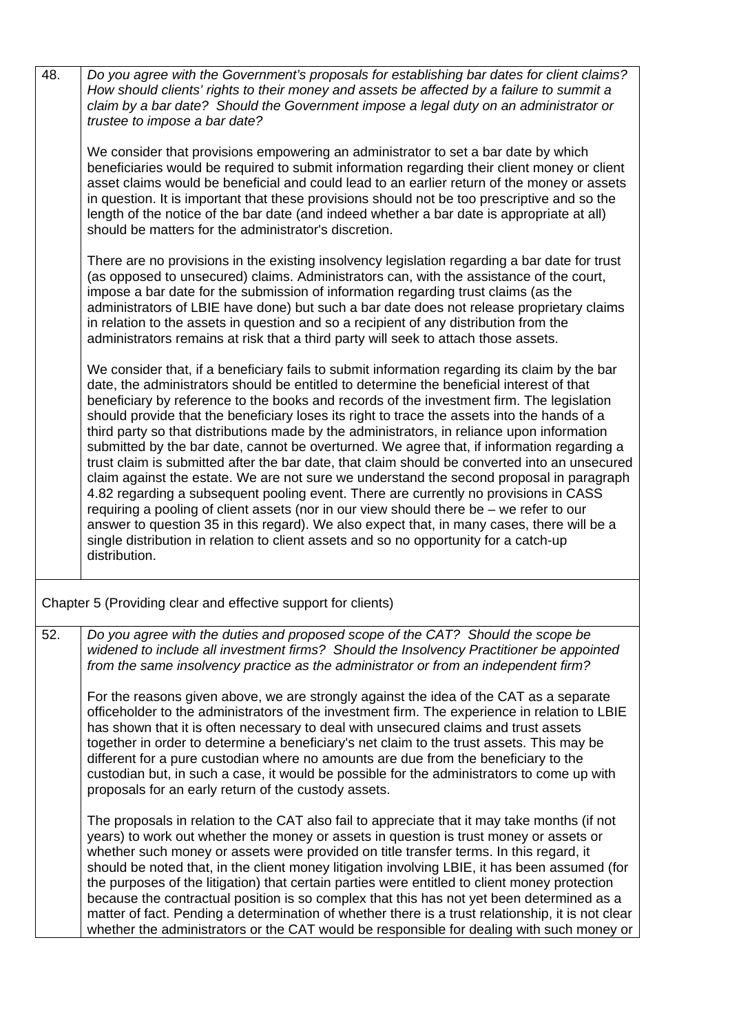| | |
|---|---|
| 48. | *Do you agree with the Government's proposals for establishing bar dates for client claims? How should clients' rights to their money and assets be affected by a failure to summit a claim by a bar date? Should the Government impose a legal duty on an administrator or trustee to impose a bar date?*<br><br>We consider that provisions empowering an administrator to set a bar date by which beneficiaries would be required to submit information regarding their client money or client asset claims would be beneficial and could lead to an earlier return of the money or assets in question. It is important that these provisions should not be too prescriptive and so the length of the notice of the bar date (and indeed whether a bar date is appropriate at all) should be matters for the administrator's discretion.<br><br>There are no provisions in the existing insolvency legislation regarding a bar date for trust (as opposed to unsecured) claims. Administrators can, with the assistance of the court, impose a bar date for the submission of information regarding trust claims (as the administrators of LBIE have done) but such a bar date does not release proprietary claims in relation to the assets in question and so a recipient of any distribution from the administrators remains at risk that a third party will seek to attach those assets.<br><br>We consider that, if a beneficiary fails to submit information regarding its claim by the bar date, the administrators should be entitled to determine the beneficial interest of that beneficiary by reference to the books and records of the investment firm. The legislation should provide that the beneficiary loses its right to trace the assets into the hands of a third party so that distributions made by the administrators, in reliance upon information submitted by the bar date, cannot be overturned. We agree that, if information regarding a trust claim is submitted after the bar date, that claim should be converted into an unsecured claim against the estate. We are not sure we understand the second proposal in paragraph 4.82 regarding a subsequent pooling event. There are currently no provisions in CASS requiring a pooling of client assets (nor in our view should there be – we refer to our answer to question 35 in this regard). We also expect that, in many cases, there will be a single distribution in relation to client assets and so no opportunity for a catch-up distribution. |
| Chapter 5 (Providing clear and effective support for clients) | |
| 52. | *Do you agree with the duties and proposed scope of the CAT? Should the scope be widened to include all investment firms? Should the Insolvency Practitioner be appointed from the same insolvency practice as the administrator or from an independent firm?*<br><br>For the reasons given above, we are strongly against the idea of the CAT as a separate officeholder to the administrators of the investment firm. The experience in relation to LBIE has shown that it is often necessary to deal with unsecured claims and trust assets together in order to determine a beneficiary's net claim to the trust assets. This may be different for a pure custodian where no amounts are due from the beneficiary to the custodian but, in such a case, it would be possible for the administrators to come up with proposals for an early return of the custody assets.<br><br>The proposals in relation to the CAT also fail to appreciate that it may take months (if not years) to work out whether the money or assets in question is trust money or assets or whether such money or assets were provided on title transfer terms. In this regard, it should be noted that, in the client money litigation involving LBIE, it has been assumed (for the purposes of the litigation) that certain parties were entitled to client money protection because the contractual position is so complex that this has not yet been determined as a matter of fact. Pending a determination of whether there is a trust relationship, it is not clear whether the administrators or the CAT would be responsible for dealing with such money or |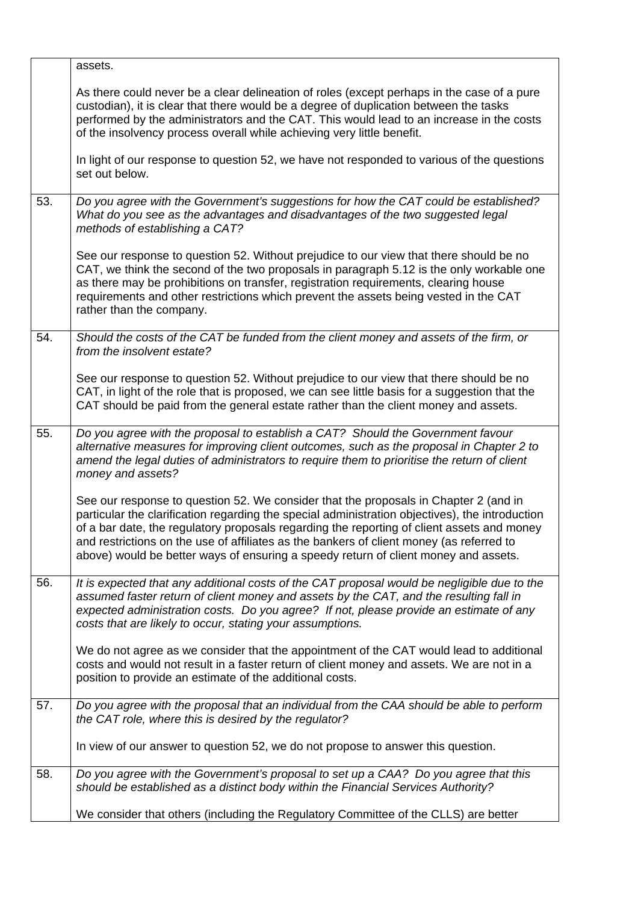| | |
|---|---|
| | assets.<br><br>As there could never be a clear delineation of roles (except perhaps in the case of a pure custodian), it is clear that there would be a degree of duplication between the tasks performed by the administrators and the CAT. This would lead to an increase in the costs of the insolvency process overall while achieving very little benefit.<br><br>In light of our response to question 52, we have not responded to various of the questions set out below. |
| 53. | *Do you agree with the Government's suggestions for how the CAT could be established? What do you see as the advantages and disadvantages of the two suggested legal methods of establishing a CAT?*<br><br>See our response to question 52. Without prejudice to our view that there should be no CAT, we think the second of the two proposals in paragraph 5.12 is the only workable one as there may be prohibitions on transfer, registration requirements, clearing house requirements and other restrictions which prevent the assets being vested in the CAT rather than the company. |
| 54. | *Should the costs of the CAT be funded from the client money and assets of the firm, or from the insolvent estate?*<br><br>See our response to question 52. Without prejudice to our view that there should be no CAT, in light of the role that is proposed, we can see little basis for a suggestion that the CAT should be paid from the general estate rather than the client money and assets. |
| 55. | *Do you agree with the proposal to establish a CAT? Should the Government favour alternative measures for improving client outcomes, such as the proposal in Chapter 2 to amend the legal duties of administrators to require them to prioritise the return of client money and assets?*<br><br>See our response to question 52. We consider that the proposals in Chapter 2 (and in particular the clarification regarding the special administration objectives), the introduction of a bar date, the regulatory proposals regarding the reporting of client assets and money and restrictions on the use of affiliates as the bankers of client money (as referred to above) would be better ways of ensuring a speedy return of client money and assets. |
| 56. | *It is expected that any additional costs of the CAT proposal would be negligible due to the assumed faster return of client money and assets by the CAT, and the resulting fall in expected administration costs. Do you agree? If not, please provide an estimate of any costs that are likely to occur, stating your assumptions.*<br><br>We do not agree as we consider that the appointment of the CAT would lead to additional costs and would not result in a faster return of client money and assets. We are not in a position to provide an estimate of the additional costs. |
| 57. | *Do you agree with the proposal that an individual from the CAA should be able to perform the CAT role, where this is desired by the regulator?*<br><br>In view of our answer to question 52, we do not propose to answer this question. |
| 58. | *Do you agree with the Government's proposal to set up a CAA? Do you agree that this should be established as a distinct body within the Financial Services Authority?*<br><br>We consider that others (including the Regulatory Committee of the CLLS) are better |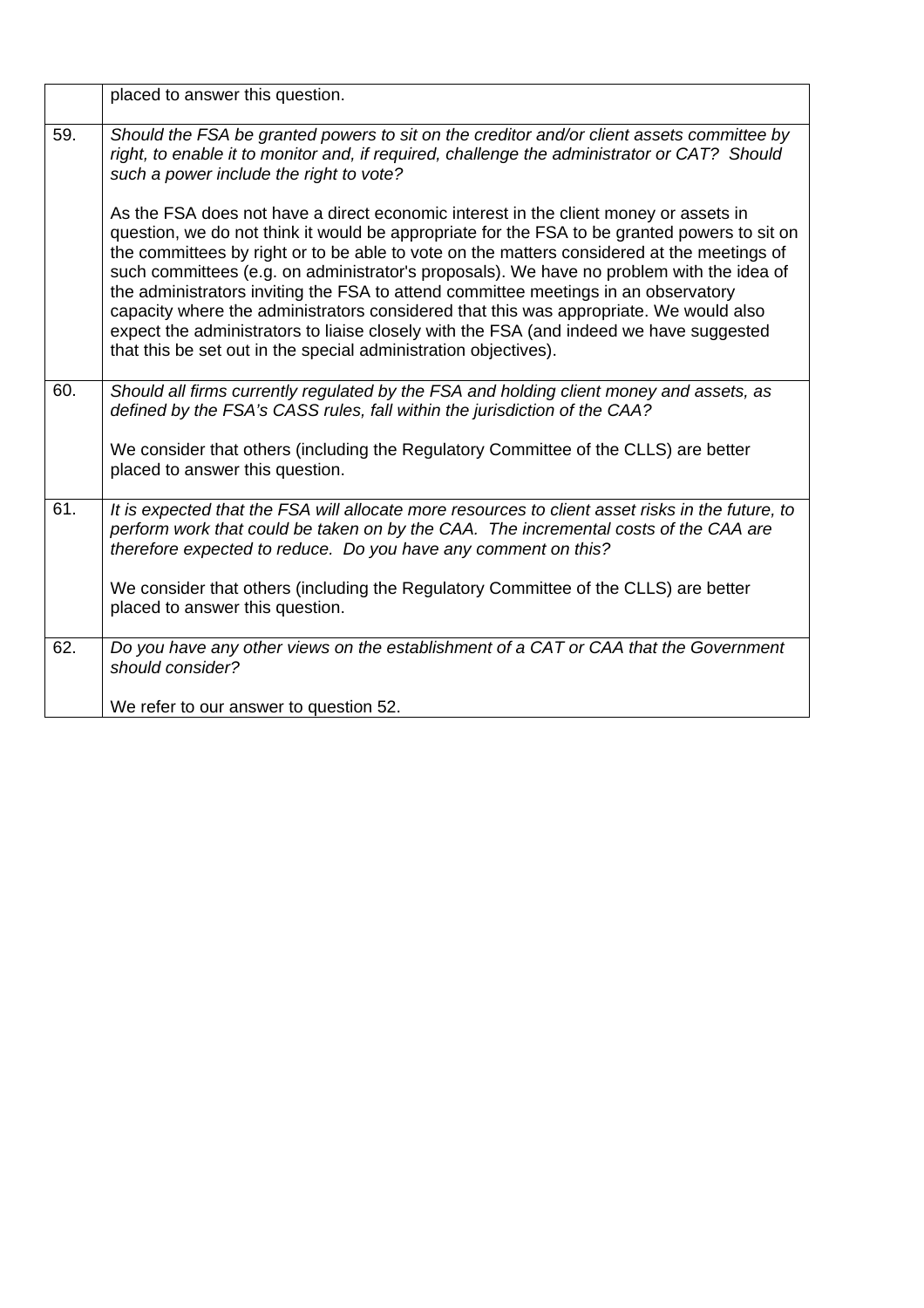| | |
|---|---|
| | placed to answer this question. |
| 59. | *Should the FSA be granted powers to sit on the creditor and/or client assets committee by right, to enable it to monitor and, if required, challenge the administrator or CAT? Should such a power include the right to vote?*<br><br>As the FSA does not have a direct economic interest in the client money or assets in question, we do not think it would be appropriate for the FSA to be granted powers to sit on the committees by right or to be able to vote on the matters considered at the meetings of such committees (e.g. on administrator's proposals). We have no problem with the idea of the administrators inviting the FSA to attend committee meetings in an observatory capacity where the administrators considered that this was appropriate. We would also expect the administrators to liaise closely with the FSA (and indeed we have suggested that this be set out in the special administration objectives). |
| 60. | *Should all firms currently regulated by the FSA and holding client money and assets, as defined by the FSA's CASS rules, fall within the jurisdiction of the CAA?*<br><br>We consider that others (including the Regulatory Committee of the CLLS) are better placed to answer this question. |
| 61. | *It is expected that the FSA will allocate more resources to client asset risks in the future, to perform work that could be taken on by the CAA. The incremental costs of the CAA are therefore expected to reduce. Do you have any comment on this?*<br><br>We consider that others (including the Regulatory Committee of the CLLS) are better placed to answer this question. |
| 62. | *Do you have any other views on the establishment of a CAT or CAA that the Government should consider?*<br><br>We refer to our answer to question 52. |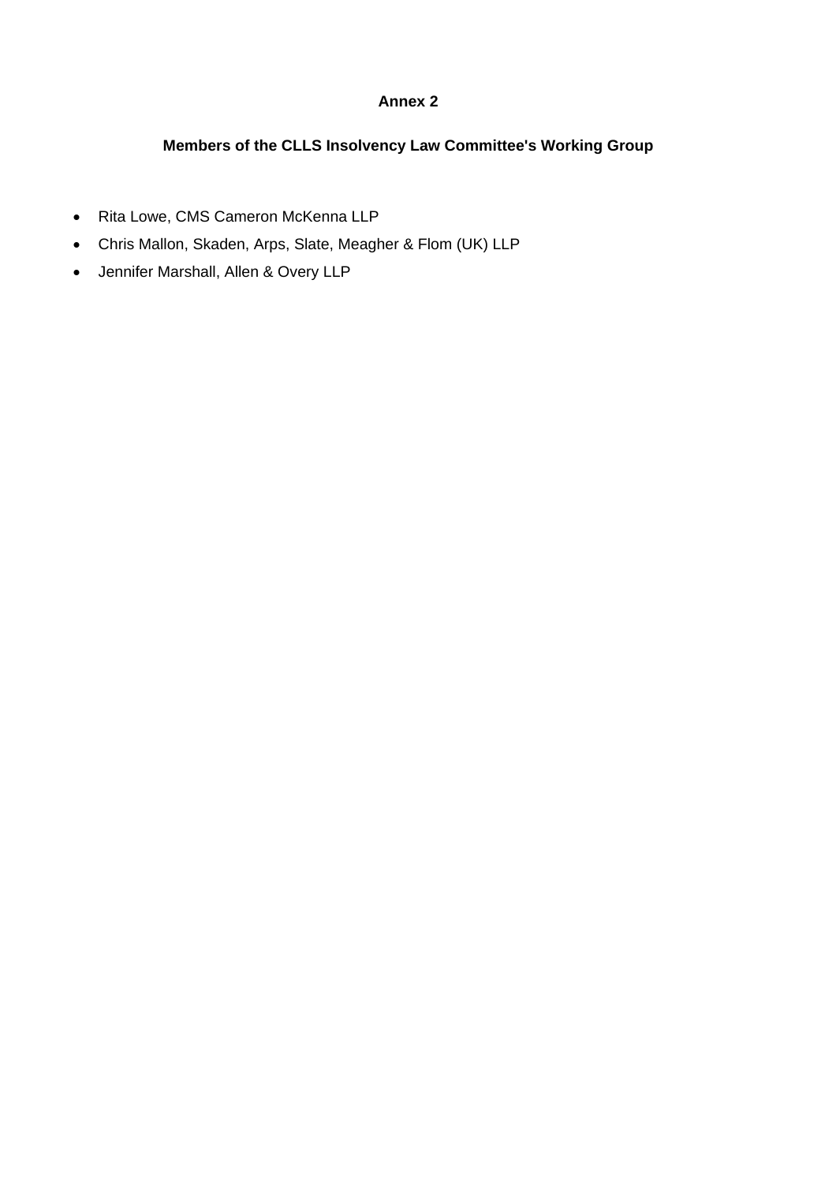## Annex 2

### Members of the CLLS Insolvency Law Committee's Working Group

- Rita Lowe, CMS Cameron McKenna LLP
- Chris Mallon, Skaden, Arps, Slate, Meagher & Flom (UK) LLP
- Jennifer Marshall, Allen & Overy LLP